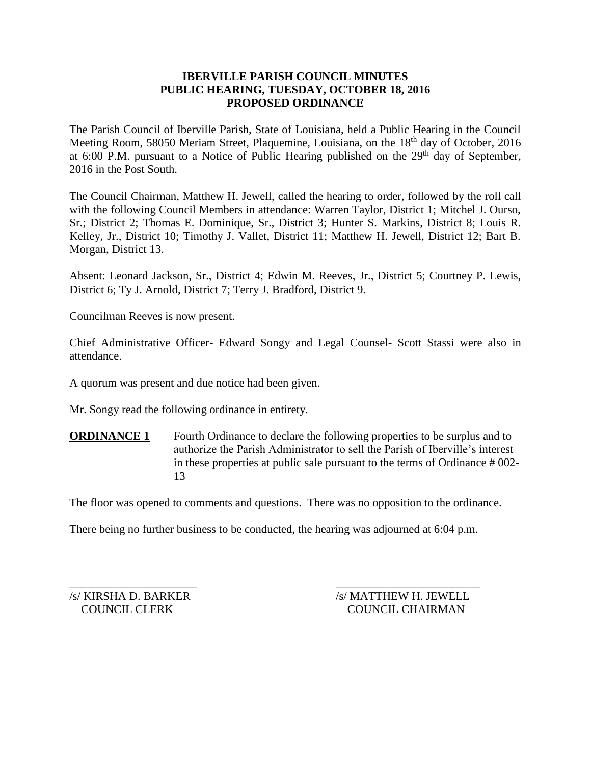# IBERVILLE PARISH COUNCIL MINUTES
## PUBLIC HEARING, TUESDAY, OCTOBER 18, 2016
## PROPOSED ORDINANCE

The Parish Council of Iberville Parish, State of Louisiana, held a Public Hearing in the Council Meeting Room, 58050 Meriam Street, Plaquemine, Louisiana, on the 18th day of October, 2016 at 6:00 P.M. pursuant to a Notice of Public Hearing published on the 29th day of September, 2016 in the Post South.

The Council Chairman, Matthew H. Jewell, called the hearing to order, followed by the roll call with the following Council Members in attendance: Warren Taylor, District 1; Mitchel J. Ourso, Sr.; District 2; Thomas E. Dominique, Sr., District 3; Hunter S. Markins, District 8; Louis R. Kelley, Jr., District 10; Timothy J. Vallet, District 11; Matthew H. Jewell, District 12; Bart B. Morgan, District 13.

Absent: Leonard Jackson, Sr., District 4; Edwin M. Reeves, Jr., District 5; Courtney P. Lewis, District 6; Ty J. Arnold, District 7; Terry J. Bradford, District 9.

Councilman Reeves is now present.

Chief Administrative Officer- Edward Songy and Legal Counsel- Scott Stassi were also in attendance.

A quorum was present and due notice had been given.

Mr. Songy read the following ordinance in entirety.

**ORDINANCE 1** Fourth Ordinance to declare the following properties to be surplus and to authorize the Parish Administrator to sell the Parish of Iberville's interest in these properties at public sale pursuant to the terms of Ordinance # 002-13

The floor was opened to comments and questions. There was no opposition to the ordinance.

There being no further business to be conducted, the hearing was adjourned at 6:04 p.m.

/s/ KIRSHA D. BARKER
COUNCIL CLERK

/s/ MATTHEW H. JEWELL
COUNCIL CHAIRMAN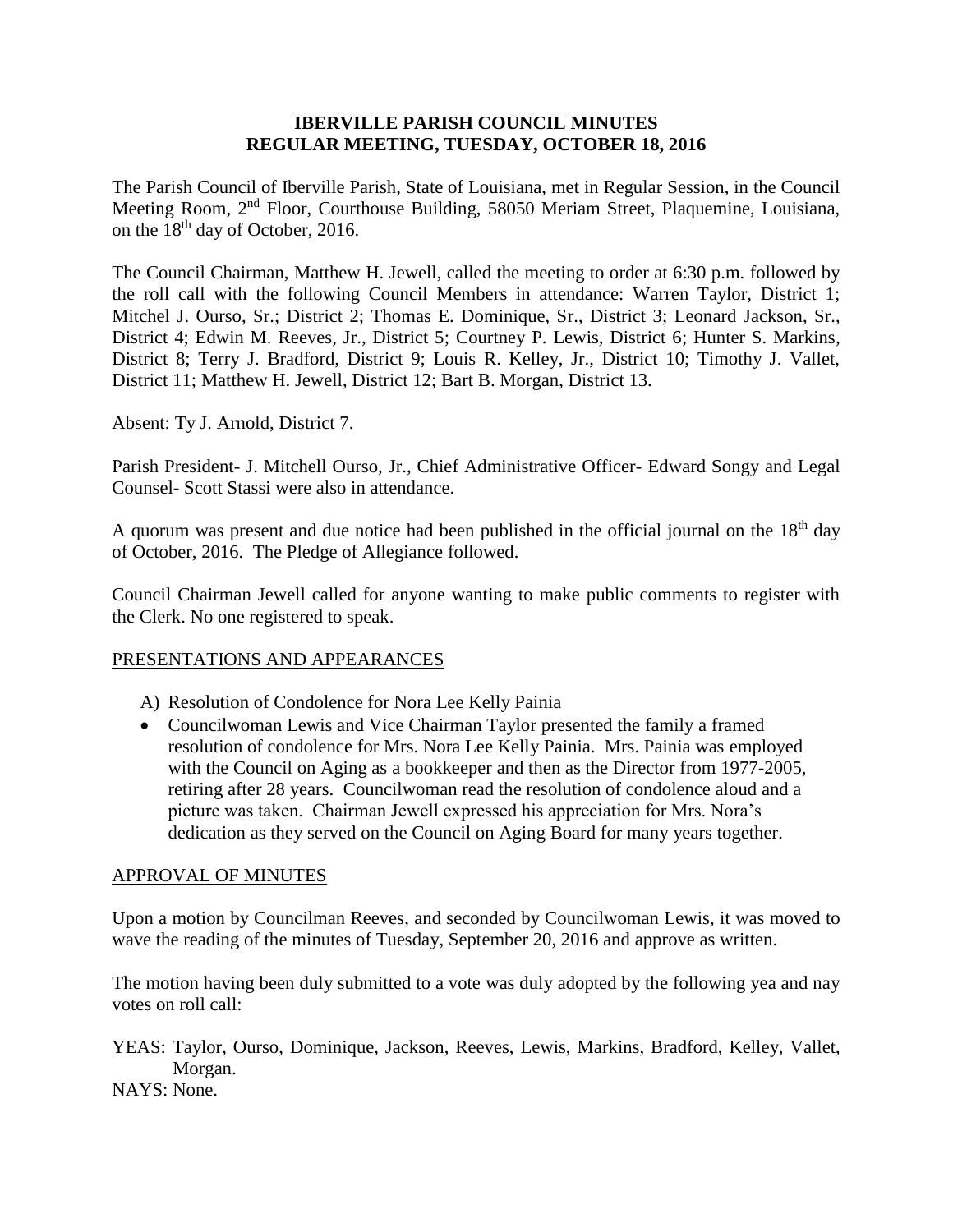**IBERVILLE PARISH COUNCIL MINUTES**
**REGULAR MEETING, TUESDAY, OCTOBER 18, 2016**

The Parish Council of Iberville Parish, State of Louisiana, met in Regular Session, in the Council Meeting Room, 2nd Floor, Courthouse Building, 58050 Meriam Street, Plaquemine, Louisiana, on the 18th day of October, 2016.

The Council Chairman, Matthew H. Jewell, called the meeting to order at 6:30 p.m. followed by the roll call with the following Council Members in attendance: Warren Taylor, District 1; Mitchel J. Ourso, Sr.; District 2; Thomas E. Dominique, Sr., District 3; Leonard Jackson, Sr., District 4; Edwin M. Reeves, Jr., District 5; Courtney P. Lewis, District 6; Hunter S. Markins, District 8; Terry J. Bradford, District 9; Louis R. Kelley, Jr., District 10; Timothy J. Vallet, District 11; Matthew H. Jewell, District 12; Bart B. Morgan, District 13.

Absent: Ty J. Arnold, District 7.

Parish President- J. Mitchell Ourso, Jr., Chief Administrative Officer- Edward Songy and Legal Counsel- Scott Stassi were also in attendance.

A quorum was present and due notice had been published in the official journal on the 18th day of October, 2016. The Pledge of Allegiance followed.

Council Chairman Jewell called for anyone wanting to make public comments to register with the Clerk. No one registered to speak.

PRESENTATIONS AND APPEARANCES

A) Resolution of Condolence for Nora Lee Kelly Painia

- Councilwoman Lewis and Vice Chairman Taylor presented the family a framed resolution of condolence for Mrs. Nora Lee Kelly Painia. Mrs. Painia was employed with the Council on Aging as a bookkeeper and then as the Director from 1977-2005, retiring after 28 years. Councilwoman read the resolution of condolence aloud and a picture was taken. Chairman Jewell expressed his appreciation for Mrs. Nora's dedication as they served on the Council on Aging Board for many years together.

APPROVAL OF MINUTES

Upon a motion by Councilman Reeves, and seconded by Councilwoman Lewis, it was moved to wave the reading of the minutes of Tuesday, September 20, 2016 and approve as written.

The motion having been duly submitted to a vote was duly adopted by the following yea and nay votes on roll call:

YEAS: Taylor, Ourso, Dominique, Jackson, Reeves, Lewis, Markins, Bradford, Kelley, Vallet, Morgan.
NAYS: None.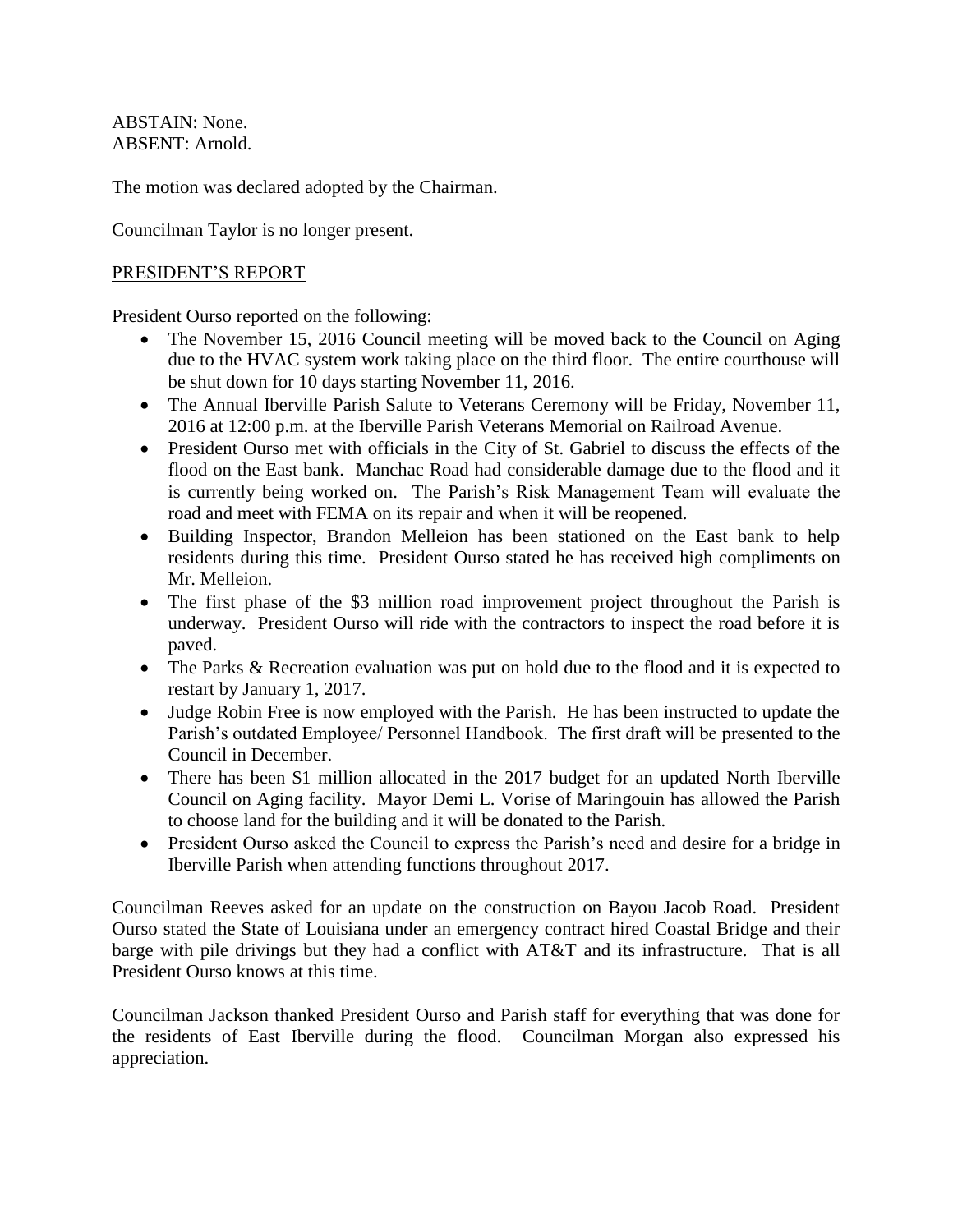ABSTAIN: None.
ABSENT: Arnold.

The motion was declared adopted by the Chairman.

Councilman Taylor is no longer present.

PRESIDENT'S REPORT

President Ourso reported on the following:

- The November 15, 2016 Council meeting will be moved back to the Council on Aging due to the HVAC system work taking place on the third floor. The entire courthouse will be shut down for 10 days starting November 11, 2016.
- The Annual Iberville Parish Salute to Veterans Ceremony will be Friday, November 11, 2016 at 12:00 p.m. at the Iberville Parish Veterans Memorial on Railroad Avenue.
- President Ourso met with officials in the City of St. Gabriel to discuss the effects of the flood on the East bank. Manchac Road had considerable damage due to the flood and it is currently being worked on. The Parish's Risk Management Team will evaluate the road and meet with FEMA on its repair and when it will be reopened.
- Building Inspector, Brandon Melleion has been stationed on the East bank to help residents during this time. President Ourso stated he has received high compliments on Mr. Melleion.
- The first phase of the $3 million road improvement project throughout the Parish is underway. President Ourso will ride with the contractors to inspect the road before it is paved.
- The Parks & Recreation evaluation was put on hold due to the flood and it is expected to restart by January 1, 2017.
- Judge Robin Free is now employed with the Parish. He has been instructed to update the Parish's outdated Employee/ Personnel Handbook. The first draft will be presented to the Council in December.
- There has been $1 million allocated in the 2017 budget for an updated North Iberville Council on Aging facility. Mayor Demi L. Vorise of Maringouin has allowed the Parish to choose land for the building and it will be donated to the Parish.
- President Ourso asked the Council to express the Parish's need and desire for a bridge in Iberville Parish when attending functions throughout 2017.

Councilman Reeves asked for an update on the construction on Bayou Jacob Road. President Ourso stated the State of Louisiana under an emergency contract hired Coastal Bridge and their barge with pile drivings but they had a conflict with AT&T and its infrastructure. That is all President Ourso knows at this time.

Councilman Jackson thanked President Ourso and Parish staff for everything that was done for the residents of East Iberville during the flood. Councilman Morgan also expressed his appreciation.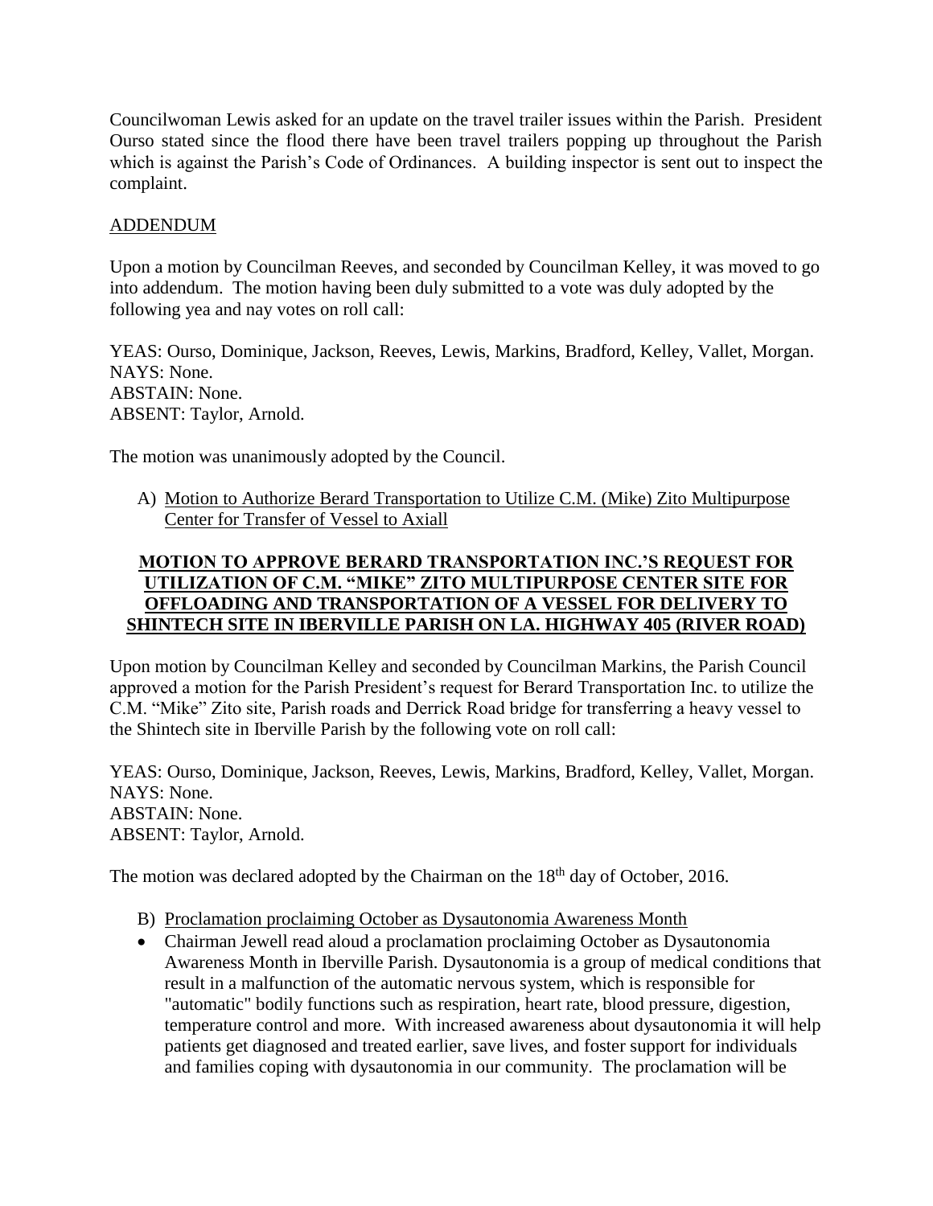Councilwoman Lewis asked for an update on the travel trailer issues within the Parish. President Ourso stated since the flood there have been travel trailers popping up throughout the Parish which is against the Parish's Code of Ordinances. A building inspector is sent out to inspect the complaint.

ADDENDUM

Upon a motion by Councilman Reeves, and seconded by Councilman Kelley, it was moved to go into addendum. The motion having been duly submitted to a vote was duly adopted by the following yea and nay votes on roll call:

YEAS: Ourso, Dominique, Jackson, Reeves, Lewis, Markins, Bradford, Kelley, Vallet, Morgan.
NAYS: None.
ABSTAIN: None.
ABSENT: Taylor, Arnold.

The motion was unanimously adopted by the Council.

A) Motion to Authorize Berard Transportation to Utilize C.M. (Mike) Zito Multipurpose Center for Transfer of Vessel to Axiall

**MOTION TO APPROVE BERARD TRANSPORTATION INC.'S REQUEST FOR UTILIZATION OF C.M. "MIKE" ZITO MULTIPURPOSE CENTER SITE FOR OFFLOADING AND TRANSPORTATION OF A VESSEL FOR DELIVERY TO SHINTECH SITE IN IBERVILLE PARISH ON LA. HIGHWAY 405 (RIVER ROAD)**

Upon motion by Councilman Kelley and seconded by Councilman Markins, the Parish Council approved a motion for the Parish President's request for Berard Transportation Inc. to utilize the C.M. "Mike" Zito site, Parish roads and Derrick Road bridge for transferring a heavy vessel to the Shintech site in Iberville Parish by the following vote on roll call:

YEAS: Ourso, Dominique, Jackson, Reeves, Lewis, Markins, Bradford, Kelley, Vallet, Morgan.
NAYS: None.
ABSTAIN: None.
ABSENT: Taylor, Arnold.

The motion was declared adopted by the Chairman on the 18th day of October, 2016.

B) Proclamation proclaiming October as Dysautonomia Awareness Month

- Chairman Jewell read aloud a proclamation proclaiming October as Dysautonomia Awareness Month in Iberville Parish. Dysautonomia is a group of medical conditions that result in a malfunction of the automatic nervous system, which is responsible for "automatic" bodily functions such as respiration, heart rate, blood pressure, digestion, temperature control and more. With increased awareness about dysautonomia it will help patients get diagnosed and treated earlier, save lives, and foster support for individuals and families coping with dysautonomia in our community. The proclamation will be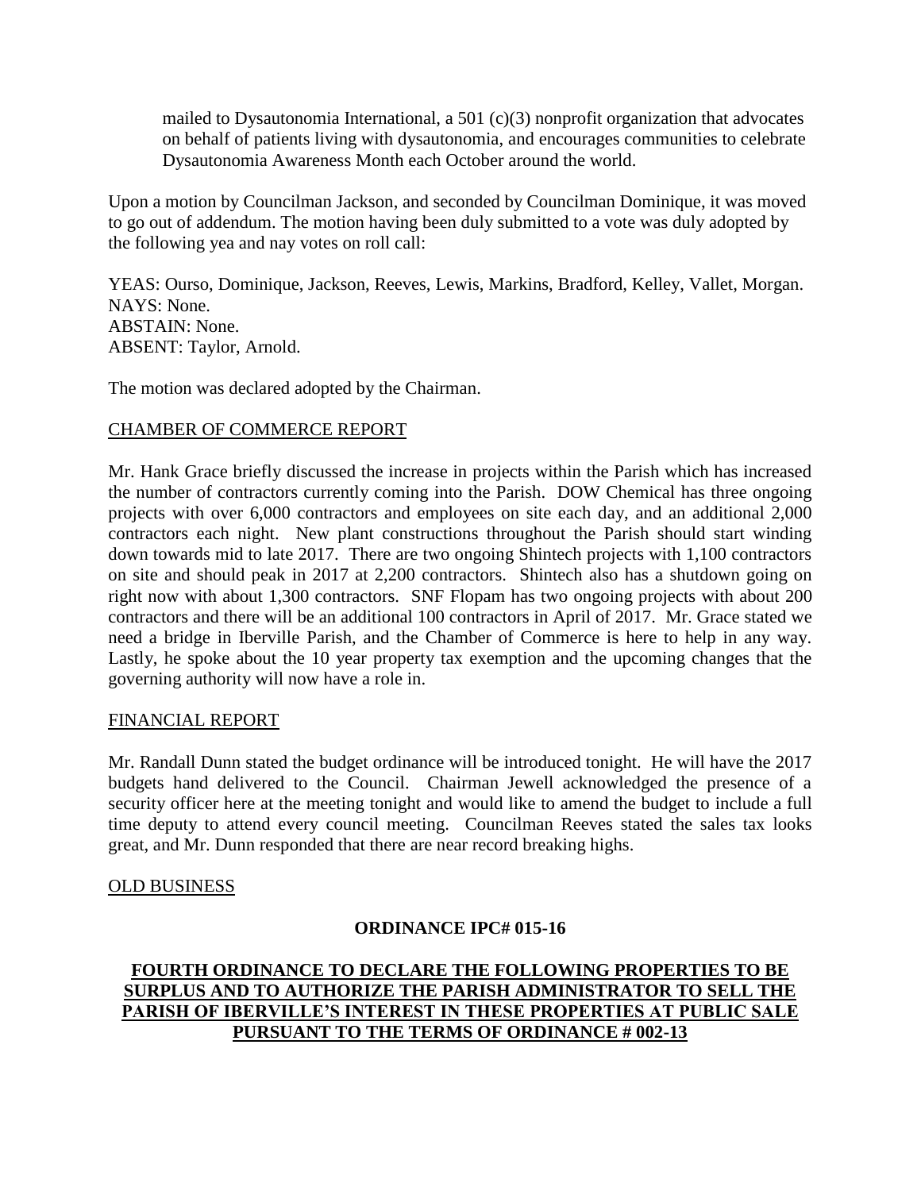mailed to Dysautonomia International, a 501 (c)(3) nonprofit organization that advocates on behalf of patients living with dysautonomia, and encourages communities to celebrate Dysautonomia Awareness Month each October around the world.

Upon a motion by Councilman Jackson, and seconded by Councilman Dominique, it was moved to go out of addendum. The motion having been duly submitted to a vote was duly adopted by the following yea and nay votes on roll call:

YEAS: Ourso, Dominique, Jackson, Reeves, Lewis, Markins, Bradford, Kelley, Vallet, Morgan.
NAYS: None.
ABSTAIN: None.
ABSENT: Taylor, Arnold.

The motion was declared adopted by the Chairman.

CHAMBER OF COMMERCE REPORT

Mr. Hank Grace briefly discussed the increase in projects within the Parish which has increased the number of contractors currently coming into the Parish. DOW Chemical has three ongoing projects with over 6,000 contractors and employees on site each day, and an additional 2,000 contractors each night. New plant constructions throughout the Parish should start winding down towards mid to late 2017. There are two ongoing Shintech projects with 1,100 contractors on site and should peak in 2017 at 2,200 contractors. Shintech also has a shutdown going on right now with about 1,300 contractors. SNF Flopam has two ongoing projects with about 200 contractors and there will be an additional 100 contractors in April of 2017. Mr. Grace stated we need a bridge in Iberville Parish, and the Chamber of Commerce is here to help in any way. Lastly, he spoke about the 10 year property tax exemption and the upcoming changes that the governing authority will now have a role in.

FINANCIAL REPORT

Mr. Randall Dunn stated the budget ordinance will be introduced tonight. He will have the 2017 budgets hand delivered to the Council. Chairman Jewell acknowledged the presence of a security officer here at the meeting tonight and would like to amend the budget to include a full time deputy to attend every council meeting. Councilman Reeves stated the sales tax looks great, and Mr. Dunn responded that there are near record breaking highs.

OLD BUSINESS

**ORDINANCE IPC# 015-16**

**FOURTH ORDINANCE TO DECLARE THE FOLLOWING PROPERTIES TO BE SURPLUS AND TO AUTHORIZE THE PARISH ADMINISTRATOR TO SELL THE PARISH OF IBERVILLE'S INTEREST IN THESE PROPERTIES AT PUBLIC SALE PURSUANT TO THE TERMS OF ORDINANCE # 002-13**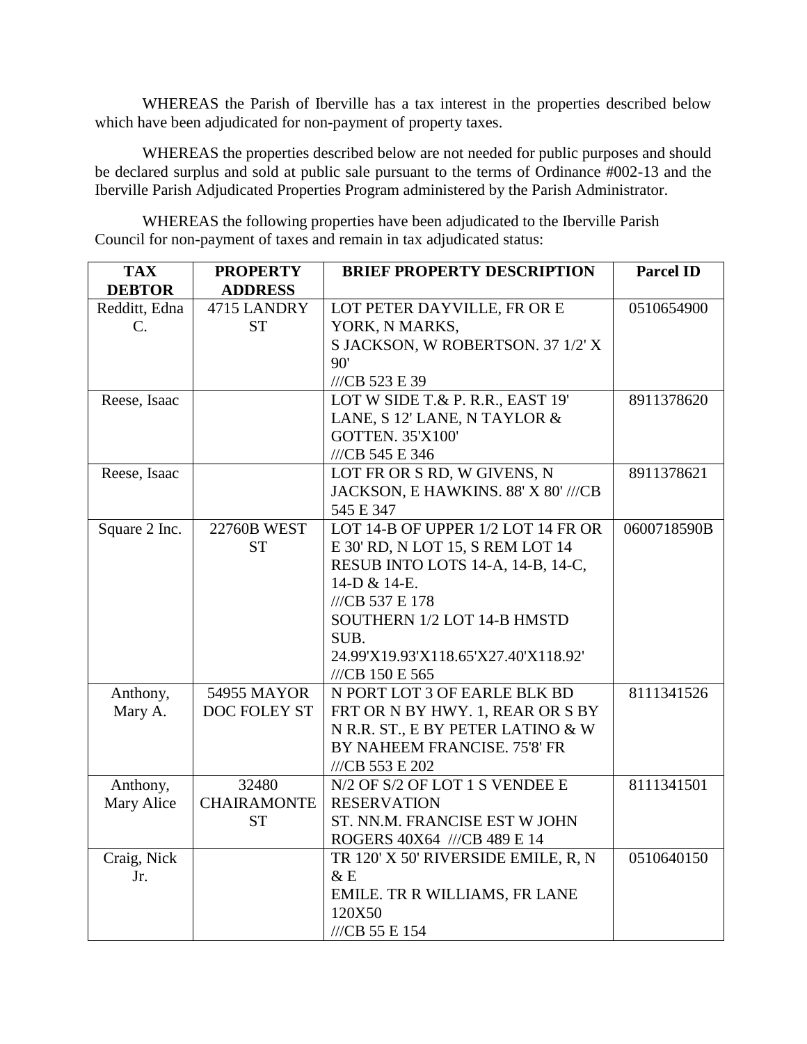WHEREAS the Parish of Iberville has a tax interest in the properties described below which have been adjudicated for non-payment of property taxes.

WHEREAS the properties described below are not needed for public purposes and should be declared surplus and sold at public sale pursuant to the terms of Ordinance #002-13 and the Iberville Parish Adjudicated Properties Program administered by the Parish Administrator.

WHEREAS the following properties have been adjudicated to the Iberville Parish Council for non-payment of taxes and remain in tax adjudicated status:

| TAX DEBTOR | PROPERTY ADDRESS | BRIEF PROPERTY DESCRIPTION | Parcel ID |
|---|---|---|---|
| Redditt, Edna C. | 4715 LANDRY ST | LOT PETER DAYVILLE, FR OR E YORK, N MARKS, S JACKSON, W ROBERTSON. 37 1/2' X 90' ///CB 523 E 39 | 0510654900 |
| Reese, Isaac | | LOT W SIDE T.& P. R.R., EAST 19' LANE, S 12' LANE, N TAYLOR & GOTTEN. 35'X100' ///CB 545 E 346 | 8911378620 |
| Reese, Isaac | | LOT FR OR S RD, W GIVENS, N JACKSON, E HAWKINS. 88' X 80' ///CB 545 E 347 | 8911378621 |
| Square 2 Inc. | 22760B WEST ST | LOT 14-B OF UPPER 1/2 LOT 14 FR OR E 30' RD, N LOT 15, S REM LOT 14 RESUB INTO LOTS 14-A, 14-B, 14-C, 14-D & 14-E. ///CB 537 E 178 SOUTHERN 1/2 LOT 14-B HMSTD SUB. 24.99'X19.93'X118.65'X27.40'X118.92' ///CB 150 E 565 | 0600718590B |
| Anthony, Mary A. | 54955 MAYOR DOC FOLEY ST | N PORT LOT 3 OF EARLE BLK BD FRT OR N BY HWY. 1, REAR OR S BY N R.R. ST., E BY PETER LATINO & W BY NAHEEM FRANCISE. 75'8' FR ///CB 553 E 202 | 8111341526 |
| Anthony, Mary Alice | 32480 CHAIRAMONTE ST | N/2 OF S/2 OF LOT 1 S VENDEE E RESERVATION ST. NN.M. FRANCISE EST W JOHN ROGERS 40X64 ///CB 489 E 14 | 8111341501 |
| Craig, Nick Jr. | | TR 120' X 50' RIVERSIDE EMILE, R, N & E EMILE. TR R WILLIAMS, FR LANE 120X50 ///CB 55 E 154 | 0510640150 |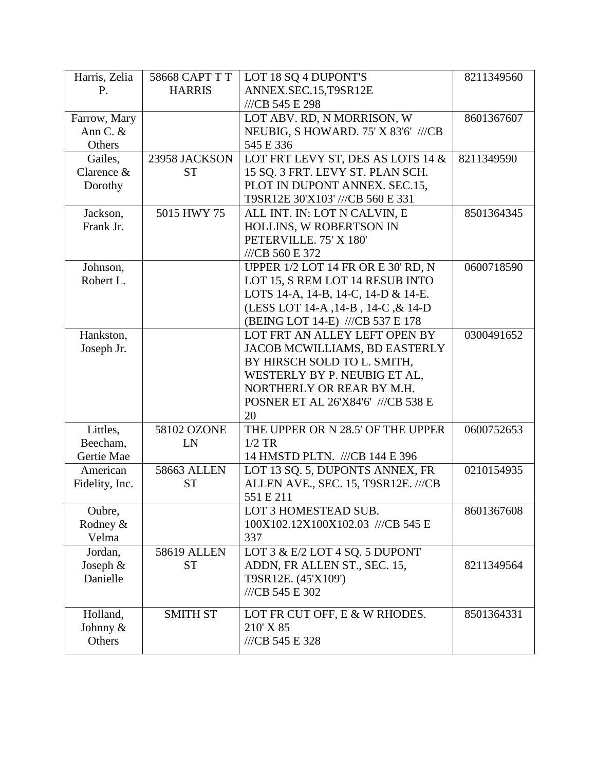| Harris, Zelia P. | 58668 CAPT T T HARRIS | LOT 18 SQ 4 DUPONT'S ANNEX.SEC.15,T9SR12E ///CB 545 E 298 | 8211349560 |
|---|---|---|---|
| Farrow, Mary Ann C. & Others | | LOT ABV. RD, N MORRISON, W NEUBIG, S HOWARD. 75' X 83'6' ///CB 545 E 336 | 8601367607 |
| Gailes, Clarence & Dorothy | 23958 JACKSON ST | LOT FRT LEVY ST, DES AS LOTS 14 & 15 SQ. 3 FRT. LEVY ST. PLAN SCH. PLOT IN DUPONT ANNEX. SEC.15, T9SR12E 30'X103' ///CB 560 E 331 | 8211349590 |
| Jackson, Frank Jr. | 5015 HWY 75 | ALL INT. IN: LOT N CALVIN, E HOLLINS, W ROBERTSON IN PETERVILLE. 75' X 180' ///CB 560 E 372 | 8501364345 |
| Johnson, Robert L. | | UPPER 1/2 LOT 14 FR OR E 30' RD, N LOT 15, S REM LOT 14 RESUB INTO LOTS 14-A, 14-B, 14-C, 14-D & 14-E. (LESS LOT 14-A ,14-B , 14-C ,& 14-D (BEING LOT 14-E) ///CB 537 E 178 | 0600718590 |
| Hankston, Joseph Jr. | | LOT FRT AN ALLEY LEFT OPEN BY JACOB MCWILLIAMS, BD EASTERLY BY HIRSCH SOLD TO L. SMITH, WESTERLY BY P. NEUBIG ET AL, NORTHERLY OR REAR BY M.H. POSNER ET AL 26'X84'6' ///CB 538 E 20 | 0300491652 |
| Littles, Beecham, Gertie Mae | 58102 OZONE LN | THE UPPER OR N 28.5' OF THE UPPER 1/2 TR 14 HMSTD PLTN. ///CB 144 E 396 | 0600752653 |
| American Fidelity, Inc. | 58663 ALLEN ST | LOT 13 SQ. 5, DUPONTS ANNEX, FR ALLEN AVE., SEC. 15, T9SR12E. ///CB 551 E 211 | 0210154935 |
| Oubre, Rodney & Velma | | LOT 3 HOMESTEAD SUB. 100X102.12X100X102.03 ///CB 545 E 337 | 8601367608 |
| Jordan, Joseph & Danielle | 58619 ALLEN ST | LOT 3 & E/2 LOT 4 SQ. 5 DUPONT ADDN, FR ALLEN ST., SEC. 15, T9SR12E. (45'X109') ///CB 545 E 302 | 8211349564 |
| Holland, Johnny & Others | SMITH ST | LOT FR CUT OFF, E & W RHODES. 210' X 85 ///CB 545 E 328 | 8501364331 |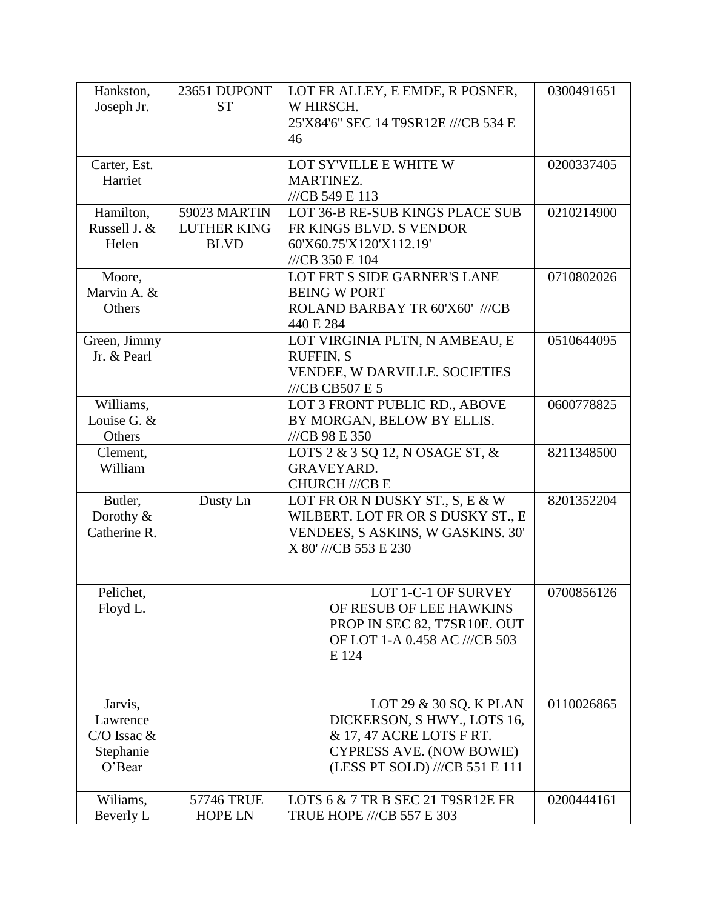| Hankston, Joseph Jr. | 23651 DUPONT ST | LOT FR ALLEY, E EMDE, R POSNER, W HIRSCH. 25'X84'6" SEC 14 T9SR12E ///CB 534 E 46 | 0300491651 |
|---|---|---|---|
| Carter, Est. Harriet | | LOT SY'VILLE E WHITE W MARTINEZ. ///CB 549 E 113 | 0200337405 |
| Hamilton, Russell J. & Helen | 59023 MARTIN LUTHER KING BLVD | LOT 36-B RE-SUB KINGS PLACE SUB FR KINGS BLVD. S VENDOR 60'X60.75'X120'X112.19' ///CB 350 E 104 | 0210214900 |
| Moore, Marvin A. & Others | | LOT FRT S SIDE GARNER'S LANE BEING W PORT ROLAND BARBAY TR 60'X60' ///CB 440 E 284 | 0710802026 |
| Green, Jimmy Jr. & Pearl | | LOT VIRGINIA PLTN, N AMBEAU, E RUFFIN, S VENDEE, W DARVILLE. SOCIETIES ///CB CB507 E 5 | 0510644095 |
| Williams, Louise G. & Others | | LOT 3 FRONT PUBLIC RD., ABOVE BY MORGAN, BELOW BY ELLIS. ///CB 98 E 350 | 0600778825 |
| Clement, William | | LOTS 2 & 3 SQ 12, N OSAGE ST, & GRAVEYARD. CHURCH ///CB E | 8211348500 |
| Butler, Dorothy & Catherine R. | Dusty Ln | LOT FR OR N DUSKY ST., S, E & W WILBERT. LOT FR OR S DUSKY ST., E VENDEES, S ASKINS, W GASKINS. 30' X 80' ///CB 553 E 230 | 8201352204 |
| Pelichet, Floyd L. | | LOT 1-C-1 OF SURVEY OF RESUB OF LEE HAWKINS PROP IN SEC 82, T7SR10E. OUT OF LOT 1-A 0.458 AC ///CB 503 E 124 | 0700856126 |
| Jarvis, Lawrence C/O Issac & Stephanie O'Bear | | LOT 29 & 30 SQ. K PLAN DICKERSON, S HWY., LOTS 16, & 17, 47 ACRE LOTS F RT. CYPRESS AVE. (NOW BOWIE) (LESS PT SOLD) ///CB 551 E 111 | 0110026865 |
| Wiliams, Beverly L | 57746 TRUE HOPE LN | LOTS 6 & 7 TR B SEC 21 T9SR12E FR TRUE HOPE ///CB 557 E 303 | 0200444161 |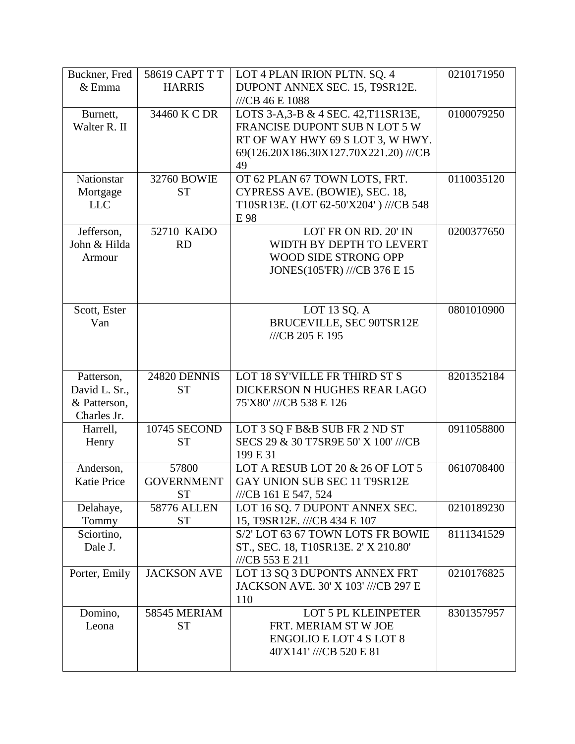| | | | |
|---|---|---|---|
| Buckner, Fred & Emma | 58619 CAPT T T HARRIS | LOT 4 PLAN IRION PLTN. SQ. 4 DUPONT ANNEX SEC. 15, T9SR12E. ///CB 46 E 1088 | 0210171950 |
| Burnett, Walter R. II | 34460 K C DR | LOTS 3-A,3-B & 4 SEC. 42,T11SR13E, FRANCISE DUPONT SUB N LOT 5 W RT OF WAY HWY 69 S LOT 3, W HWY. 69(126.20X186.30X127.70X221.20) ///CB 49 | 0100079250 |
| Nationstar Mortgage LLC | 32760 BOWIE ST | OT 62 PLAN 67 TOWN LOTS, FRT. CYPRESS AVE. (BOWIE), SEC. 18, T10SR13E. (LOT 62-50'X204' ) ///CB 548 E 98 | 0110035120 |
| Jefferson, John & Hilda Armour | 52710 KADO RD | LOT FR ON RD. 20' IN WIDTH BY DEPTH TO LEVERT WOOD SIDE STRONG OPP JONES(105'FR) ///CB 376 E 15 | 0200377650 |
| Scott, Ester Van | | LOT 13 SQ. A BRUCEVILLE, SEC 90TSR12E ///CB 205 E 195 | 0801010900 |
| Patterson, David L. Sr., & Patterson, Charles Jr. | 24820 DENNIS ST | LOT 18 SY'VILLE FR THIRD ST S DICKERSON N HUGHES REAR LAGO 75'X80' ///CB 538 E 126 | 8201352184 |
| Harrell, Henry | 10745 SECOND ST | LOT 3 SQ F B&B SUB FR 2 ND ST SECS 29 & 30 T7SR9E 50' X 100' ///CB 199 E 31 | 0911058800 |
| Anderson, Katie Price | 57800 GOVERNMENT ST | LOT A RESUB LOT 20 & 26 OF LOT 5 GAY UNION SUB SEC 11 T9SR12E ///CB 161 E 547, 524 | 0610708400 |
| Delahaye, Tommy | 58776 ALLEN ST | LOT 16 SQ. 7 DUPONT ANNEX SEC. 15, T9SR12E. ///CB 434 E 107 | 0210189230 |
| Sciortino, Dale J. | | S/2' LOT 63 67 TOWN LOTS FR BOWIE ST., SEC. 18, T10SR13E. 2' X 210.80' ///CB 553 E 211 | 8111341529 |
| Porter, Emily | JACKSON AVE | LOT 13 SQ 3 DUPONTS ANNEX FRT JACKSON AVE. 30' X 103' ///CB 297 E 110 | 0210176825 |
| Domino, Leona | 58545 MERIAM ST | LOT 5 PL KLEINPETER FRT. MERIAM ST W JOE ENGOLIO E LOT 4 S LOT 8 40'X141' ///CB 520 E 81 | 8301357957 |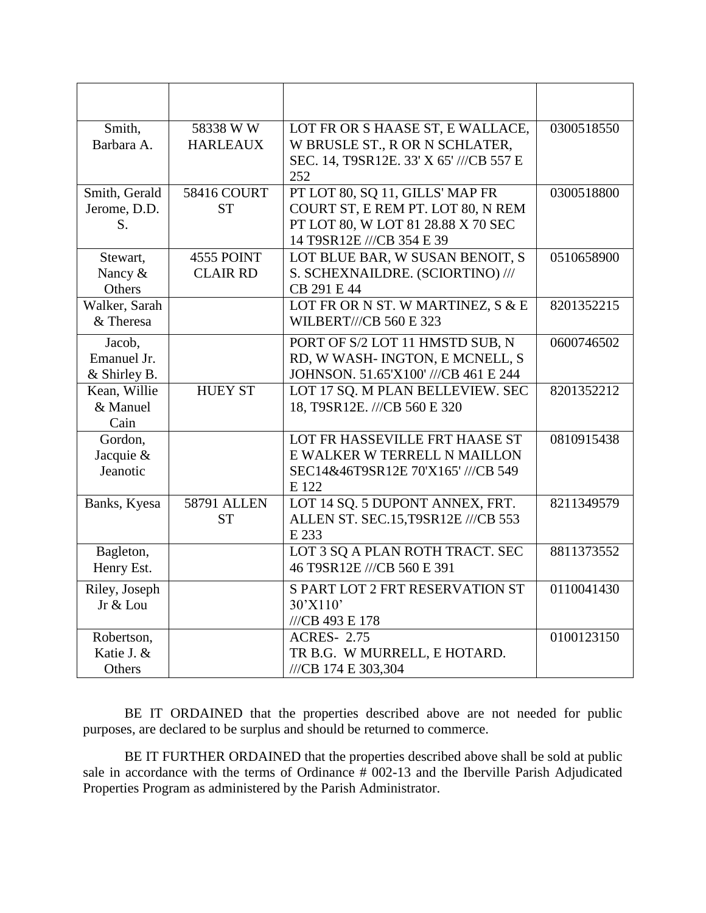| | | | |
|---|---|---|---|
| Smith, Barbara A. | 58338 W W HARLEAUX | LOT FR OR S HAASE ST, E WALLACE, W BRUSLE ST., R OR N SCHLATER, SEC. 14, T9SR12E. 33' X 65' ///CB 557 E 252 | 0300518550 |
| Smith, Gerald Jerome, D.D. S. | 58416 COURT ST | PT LOT 80, SQ 11, GILLS' MAP FR COURT ST, E REM PT. LOT 80, N REM PT LOT 80, W LOT 81 28.88 X 70 SEC 14 T9SR12E ///CB 354 E 39 | 0300518800 |
| Stewart, Nancy & Others | 4555 POINT CLAIR RD | LOT BLUE BAR, W SUSAN BENOIT, S S. SCHEXNAILDRE. (SCIORTINO) /// CB 291 E 44 | 0510658900 |
| Walker, Sarah & Theresa | | LOT FR OR N ST. W MARTINEZ, S & E WILBERT///CB 560 E 323 | 8201352215 |
| Jacob, Emanuel Jr. & Shirley B. | | PORT OF S/2 LOT 11 HMSTD SUB, N RD, W WASH- INGTON, E MCNELL, S JOHNSON. 51.65'X100' ///CB 461 E 244 | 0600746502 |
| Kean, Willie & Manuel Cain | HUEY ST | LOT 17 SQ. M PLAN BELLEVIEW. SEC 18, T9SR12E. ///CB 560 E 320 | 8201352212 |
| Gordon, Jacquie & Jeanotic | | LOT FR HASSEVILLE FRT HAASE ST E WALKER W TERRELL N MAILLON SEC14&46T9SR12E 70'X165' ///CB 549 E 122 | 0810915438 |
| Banks, Kyesa | 58791 ALLEN ST | LOT 14 SQ. 5 DUPONT ANNEX, FRT. ALLEN ST. SEC.15,T9SR12E ///CB 553 E 233 | 8211349579 |
| Bagleton, Henry Est. | | LOT 3 SQ A PLAN ROTH TRACT. SEC 46 T9SR12E ///CB 560 E 391 | 8811373552 |
| Riley, Joseph Jr & Lou | | S PART LOT 2 FRT RESERVATION ST 30'X110' ///CB 493 E 178 | 0110041430 |
| Robertson, Katie J. & Others | | ACRES- 2.75 TR B.G. W MURRELL, E HOTARD. ///CB 174 E 303,304 | 0100123150 |

BE IT ORDAINED that the properties described above are not needed for public purposes, are declared to be surplus and should be returned to commerce.

BE IT FURTHER ORDAINED that the properties described above shall be sold at public sale in accordance with the terms of Ordinance # 002-13 and the Iberville Parish Adjudicated Properties Program as administered by the Parish Administrator.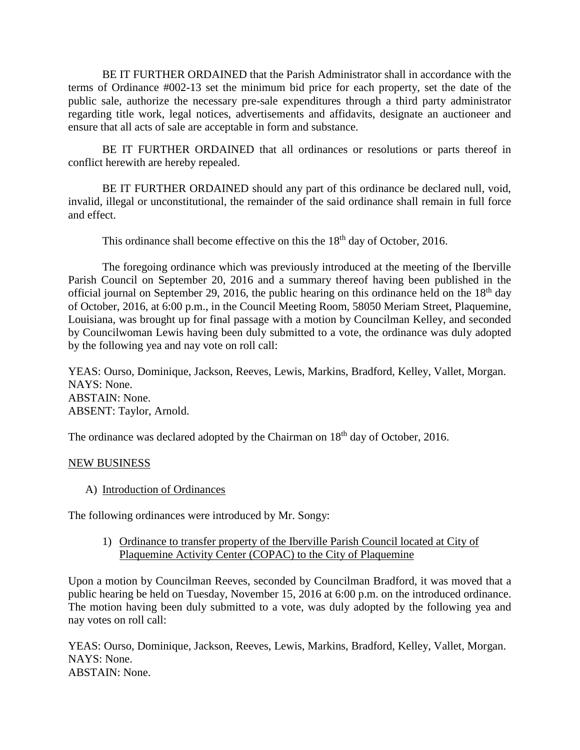BE IT FURTHER ORDAINED that the Parish Administrator shall in accordance with the terms of Ordinance #002-13 set the minimum bid price for each property, set the date of the public sale, authorize the necessary pre-sale expenditures through a third party administrator regarding title work, legal notices, advertisements and affidavits, designate an auctioneer and ensure that all acts of sale are acceptable in form and substance.

BE IT FURTHER ORDAINED that all ordinances or resolutions or parts thereof in conflict herewith are hereby repealed.

BE IT FURTHER ORDAINED should any part of this ordinance be declared null, void, invalid, illegal or unconstitutional, the remainder of the said ordinance shall remain in full force and effect.

This ordinance shall become effective on this the 18th day of October, 2016.

The foregoing ordinance which was previously introduced at the meeting of the Iberville Parish Council on September 20, 2016 and a summary thereof having been published in the official journal on September 29, 2016, the public hearing on this ordinance held on the 18th day of October, 2016, at 6:00 p.m., in the Council Meeting Room, 58050 Meriam Street, Plaquemine, Louisiana, was brought up for final passage with a motion by Councilman Kelley, and seconded by Councilwoman Lewis having been duly submitted to a vote, the ordinance was duly adopted by the following yea and nay vote on roll call:

YEAS: Ourso, Dominique, Jackson, Reeves, Lewis, Markins, Bradford, Kelley, Vallet, Morgan.
NAYS: None.
ABSTAIN: None.
ABSENT: Taylor, Arnold.

The ordinance was declared adopted by the Chairman on 18th day of October, 2016.

NEW BUSINESS

A) Introduction of Ordinances

The following ordinances were introduced by Mr. Songy:

1) Ordinance to transfer property of the Iberville Parish Council located at City of Plaquemine Activity Center (COPAC) to the City of Plaquemine

Upon a motion by Councilman Reeves, seconded by Councilman Bradford, it was moved that a public hearing be held on Tuesday, November 15, 2016 at 6:00 p.m. on the introduced ordinance. The motion having been duly submitted to a vote, was duly adopted by the following yea and nay votes on roll call:

YEAS: Ourso, Dominique, Jackson, Reeves, Lewis, Markins, Bradford, Kelley, Vallet, Morgan.
NAYS: None.
ABSTAIN: None.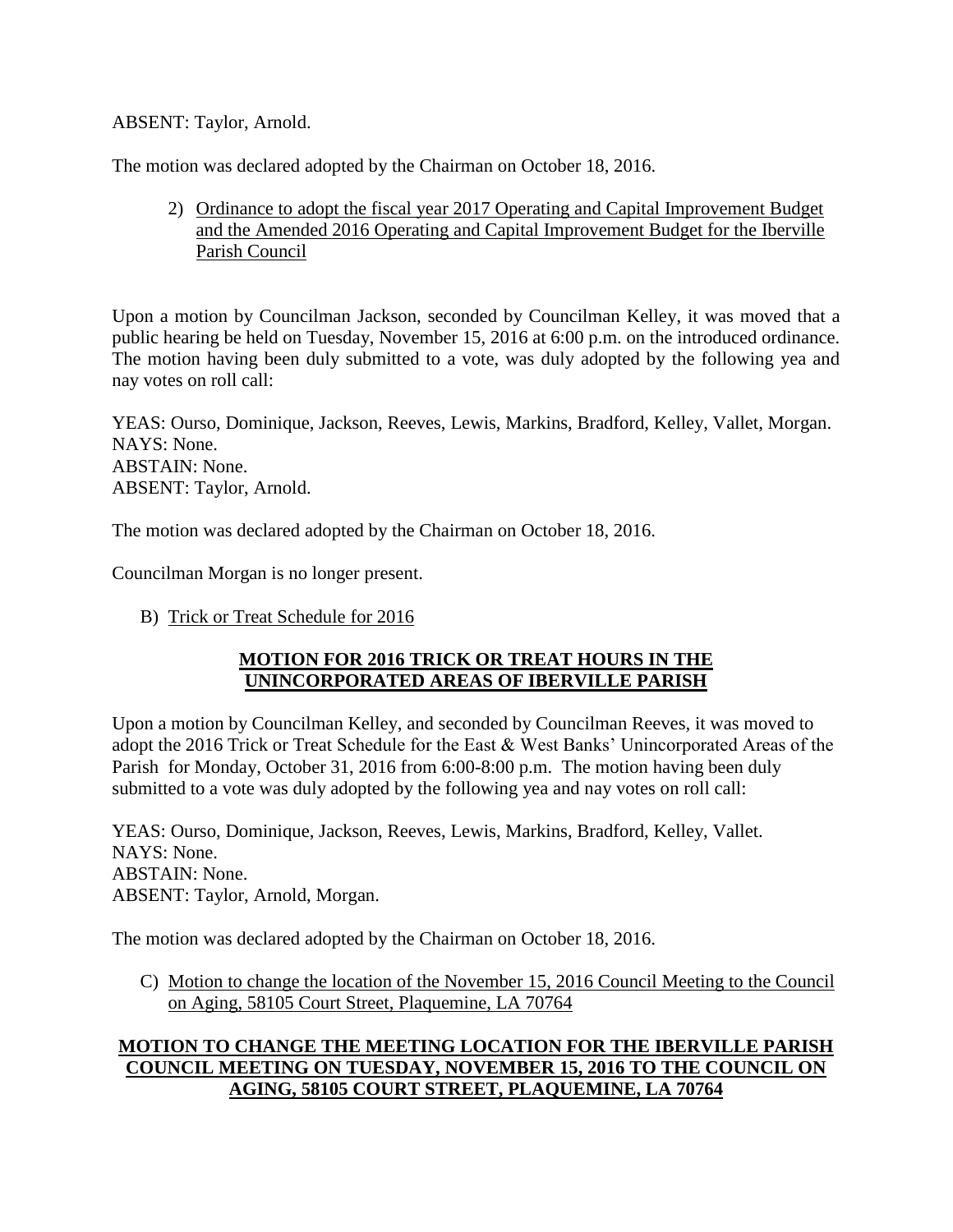ABSENT: Taylor, Arnold.

The motion was declared adopted by the Chairman on October 18, 2016.

2) Ordinance to adopt the fiscal year 2017 Operating and Capital Improvement Budget and the Amended 2016 Operating and Capital Improvement Budget for the Iberville Parish Council

Upon a motion by Councilman Jackson, seconded by Councilman Kelley, it was moved that a public hearing be held on Tuesday, November 15, 2016 at 6:00 p.m. on the introduced ordinance. The motion having been duly submitted to a vote, was duly adopted by the following yea and nay votes on roll call:

YEAS: Ourso, Dominique, Jackson, Reeves, Lewis, Markins, Bradford, Kelley, Vallet, Morgan.
NAYS: None.
ABSTAIN: None.
ABSENT: Taylor, Arnold.

The motion was declared adopted by the Chairman on October 18, 2016.

Councilman Morgan is no longer present.

B) Trick or Treat Schedule for 2016

**MOTION FOR 2016 TRICK OR TREAT HOURS IN THE UNINCORPORATED AREAS OF IBERVILLE PARISH**

Upon a motion by Councilman Kelley, and seconded by Councilman Reeves, it was moved to adopt the 2016 Trick or Treat Schedule for the East & West Banks' Unincorporated Areas of the Parish for Monday, October 31, 2016 from 6:00-8:00 p.m. The motion having been duly submitted to a vote was duly adopted by the following yea and nay votes on roll call:

YEAS: Ourso, Dominique, Jackson, Reeves, Lewis, Markins, Bradford, Kelley, Vallet.
NAYS: None.
ABSTAIN: None.
ABSENT: Taylor, Arnold, Morgan.

The motion was declared adopted by the Chairman on October 18, 2016.

C) Motion to change the location of the November 15, 2016 Council Meeting to the Council on Aging, 58105 Court Street, Plaquemine, LA 70764

**MOTION TO CHANGE THE MEETING LOCATION FOR THE IBERVILLE PARISH COUNCIL MEETING ON TUESDAY, NOVEMBER 15, 2016 TO THE COUNCIL ON AGING, 58105 COURT STREET, PLAQUEMINE, LA 70764**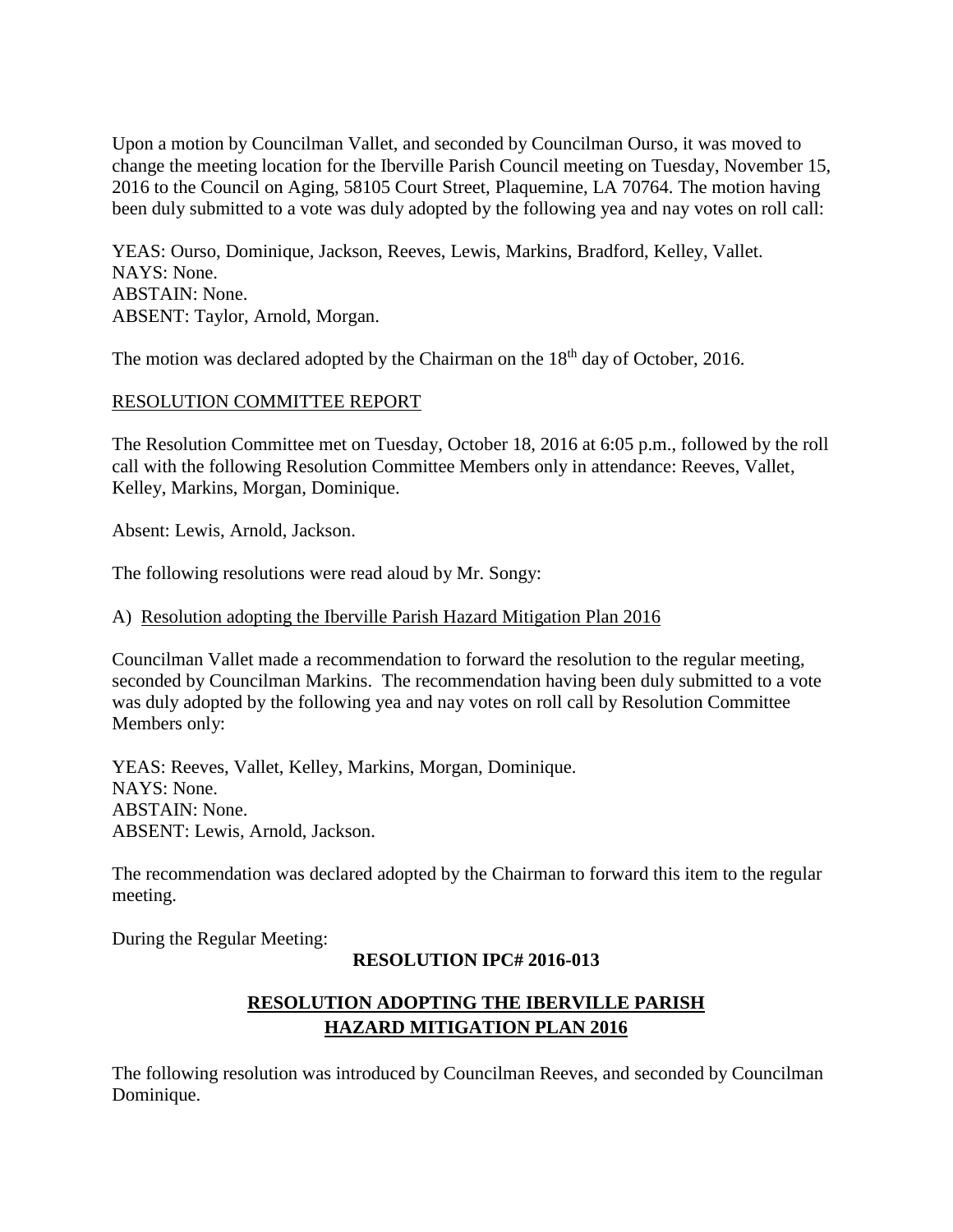Upon a motion by Councilman Vallet, and seconded by Councilman Ourso, it was moved to change the meeting location for the Iberville Parish Council meeting on Tuesday, November 15, 2016 to the Council on Aging, 58105 Court Street, Plaquemine, LA 70764. The motion having been duly submitted to a vote was duly adopted by the following yea and nay votes on roll call:

YEAS: Ourso, Dominique, Jackson, Reeves, Lewis, Markins, Bradford, Kelley, Vallet.
NAYS: None.
ABSTAIN: None.
ABSENT: Taylor, Arnold, Morgan.

The motion was declared adopted by the Chairman on the 18th day of October, 2016.

RESOLUTION COMMITTEE REPORT

The Resolution Committee met on Tuesday, October 18, 2016 at 6:05 p.m., followed by the roll call with the following Resolution Committee Members only in attendance: Reeves, Vallet, Kelley, Markins, Morgan, Dominique.

Absent: Lewis, Arnold, Jackson.

The following resolutions were read aloud by Mr. Songy:

A) Resolution adopting the Iberville Parish Hazard Mitigation Plan 2016

Councilman Vallet made a recommendation to forward the resolution to the regular meeting, seconded by Councilman Markins. The recommendation having been duly submitted to a vote was duly adopted by the following yea and nay votes on roll call by Resolution Committee Members only:

YEAS: Reeves, Vallet, Kelley, Markins, Morgan, Dominique.
NAYS: None.
ABSTAIN: None.
ABSENT: Lewis, Arnold, Jackson.

The recommendation was declared adopted by the Chairman to forward this item to the regular meeting.

During the Regular Meeting:

**RESOLUTION IPC# 2016-013**

**RESOLUTION ADOPTING THE IBERVILLE PARISH HAZARD MITIGATION PLAN 2016**

The following resolution was introduced by Councilman Reeves, and seconded by Councilman Dominique.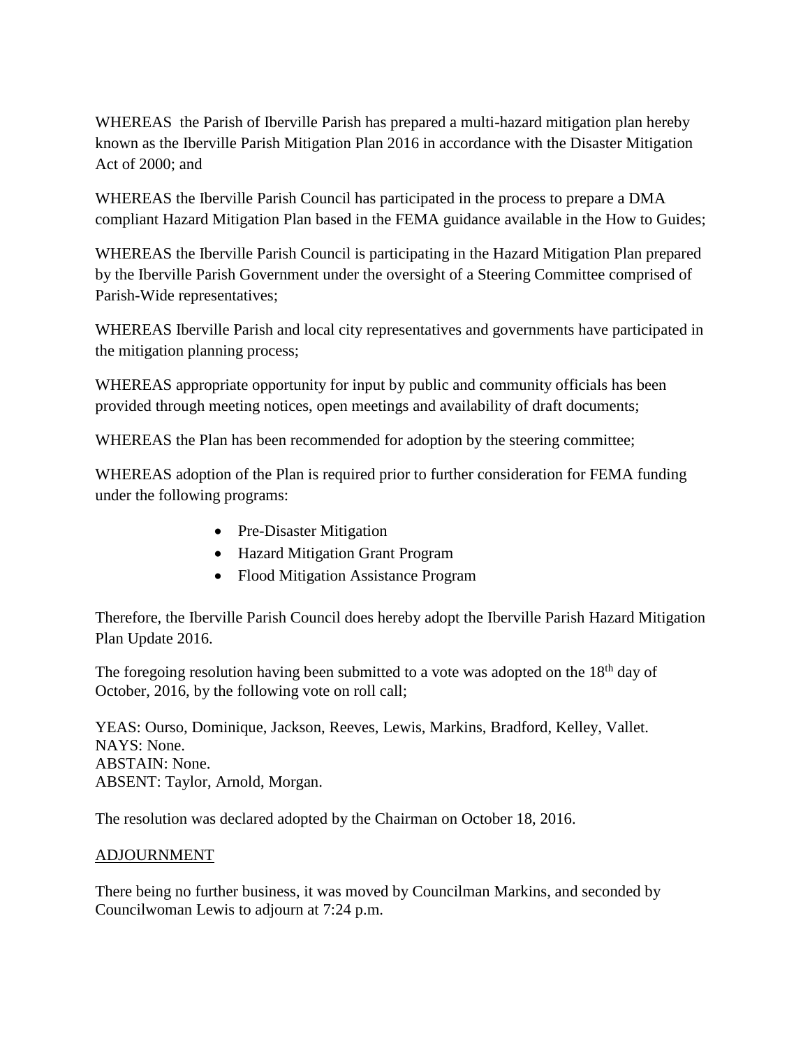WHEREAS the Parish of Iberville Parish has prepared a multi-hazard mitigation plan hereby known as the Iberville Parish Mitigation Plan 2016 in accordance with the Disaster Mitigation Act of 2000; and

WHEREAS the Iberville Parish Council has participated in the process to prepare a DMA compliant Hazard Mitigation Plan based in the FEMA guidance available in the How to Guides;

WHEREAS the Iberville Parish Council is participating in the Hazard Mitigation Plan prepared by the Iberville Parish Government under the oversight of a Steering Committee comprised of Parish-Wide representatives;

WHEREAS Iberville Parish and local city representatives and governments have participated in the mitigation planning process;

WHEREAS appropriate opportunity for input by public and community officials has been provided through meeting notices, open meetings and availability of draft documents;

WHEREAS the Plan has been recommended for adoption by the steering committee;

WHEREAS adoption of the Plan is required prior to further consideration for FEMA funding under the following programs:

- Pre-Disaster Mitigation
- Hazard Mitigation Grant Program
- Flood Mitigation Assistance Program

Therefore, the Iberville Parish Council does hereby adopt the Iberville Parish Hazard Mitigation Plan Update 2016.

The foregoing resolution having been submitted to a vote was adopted on the 18th day of October, 2016, by the following vote on roll call;

YEAS: Ourso, Dominique, Jackson, Reeves, Lewis, Markins, Bradford, Kelley, Vallet.
NAYS: None.
ABSTAIN: None.
ABSENT: Taylor, Arnold, Morgan.

The resolution was declared adopted by the Chairman on October 18, 2016.

ADJOURNMENT

There being no further business, it was moved by Councilman Markins, and seconded by Councilwoman Lewis to adjourn at 7:24 p.m.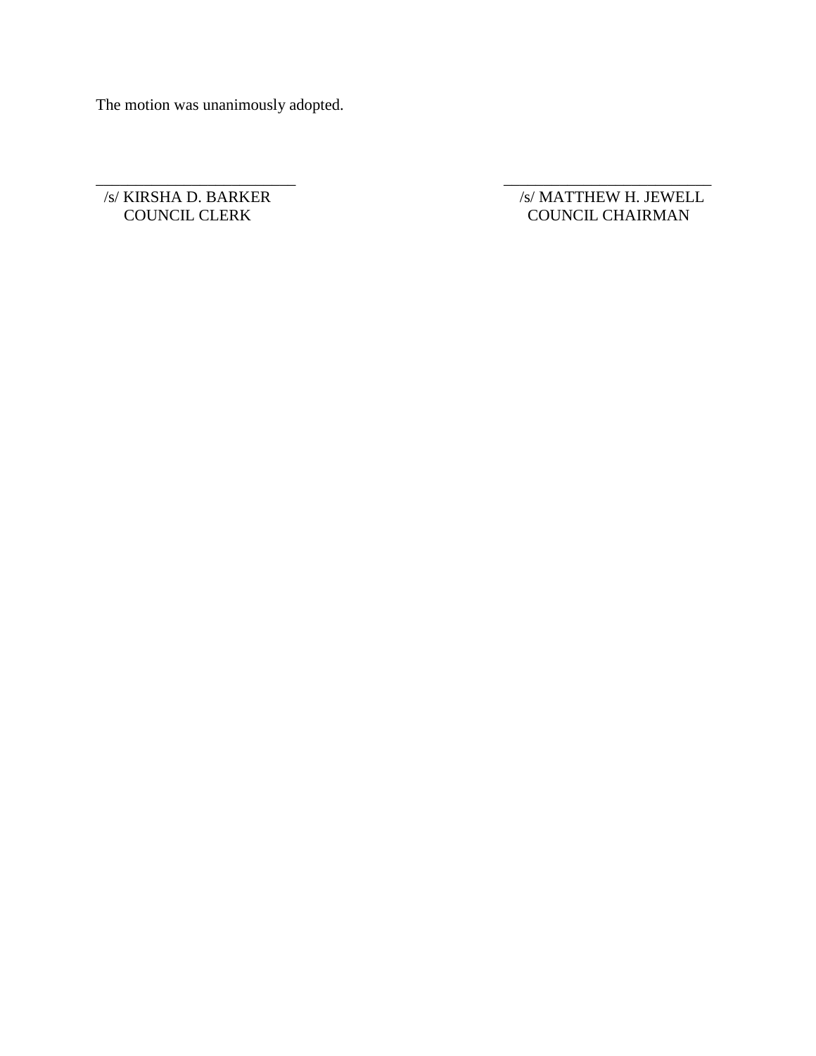The motion was unanimously adopted.

| | |
|---|---|
| /s/ KIRSHA D. BARKER | /s/ MATTHEW H. JEWELL |
| COUNCIL CLERK | COUNCIL CHAIRMAN |